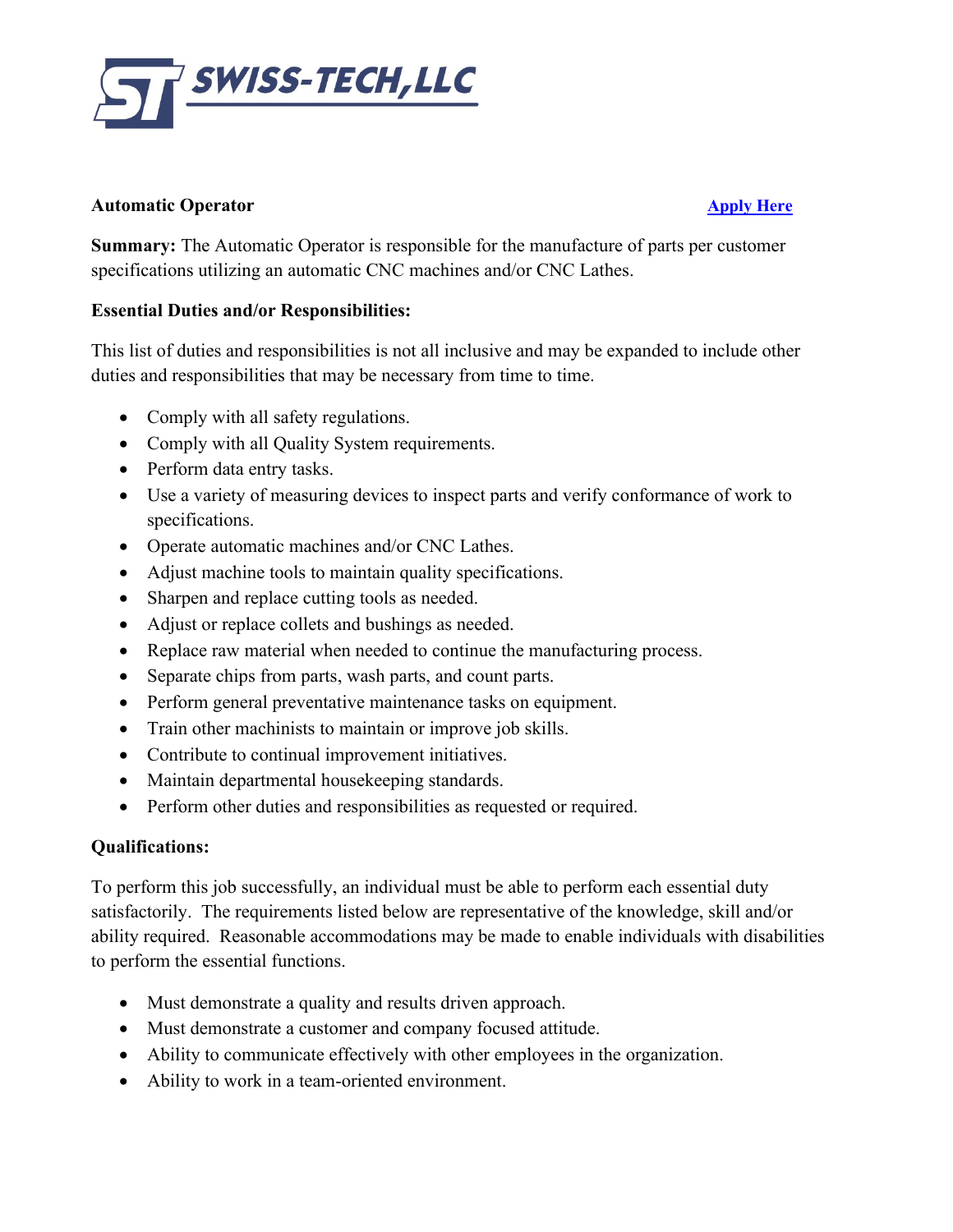SWISS-TECH, LLC

**Automatic Operator** [Apply Here]

**Summary:** The Automatic Operator is responsible for the manufacture of parts per customer specifications utilizing an automatic CNC machines and/or CNC Lathes.

**Essential Duties and/or Responsibilities:**

This list of duties and responsibilities is not all inclusive and may be expanded to include other duties and responsibilities that may be necessary from time to time.

- Comply with all safety regulations.
- Comply with all Quality System requirements.
- Perform data entry tasks.
- Use a variety of measuring devices to inspect parts and verify conformance of work to specifications.
- Operate automatic machines and/or CNC Lathes.
- Adjust machine tools to maintain quality specifications.
- Sharpen and replace cutting tools as needed.
- Adjust or replace collets and bushings as needed.
- Replace raw material when needed to continue the manufacturing process.
- Separate chips from parts, wash parts, and count parts.
- Perform general preventative maintenance tasks on equipment.
- Train other machinists to maintain or improve job skills.
- Contribute to continual improvement initiatives.
- Maintain departmental housekeeping standards.
- Perform other duties and responsibilities as requested or required.

**Qualifications:**

To perform this job successfully, an individual must be able to perform each essential duty satisfactorily. The requirements listed below are representative of the knowledge, skill and/or ability required. Reasonable accommodations may be made to enable individuals with disabilities to perform the essential functions.

- Must demonstrate a quality and results driven approach.
- Must demonstrate a customer and company focused attitude.
- Ability to communicate effectively with other employees in the organization.
- Ability to work in a team-oriented environment.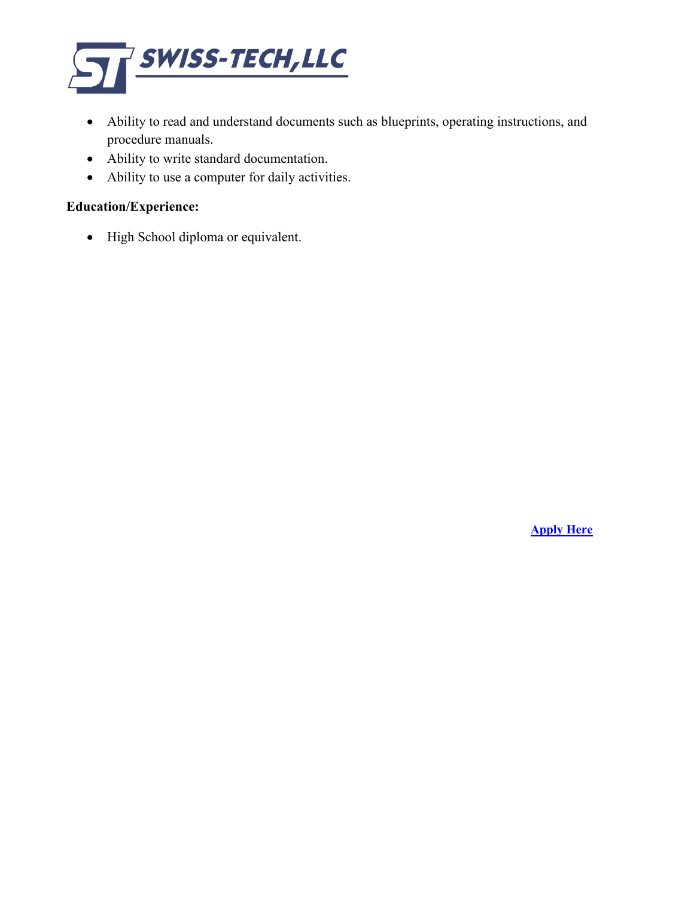- Ability to read and understand documents such as blueprints, operating instructions, and procedure manuals.
- Ability to write standard documentation.
- Ability to use a computer for daily activities.

**Education/Experience:**

- High School diploma or equivalent.

**Apply Here**